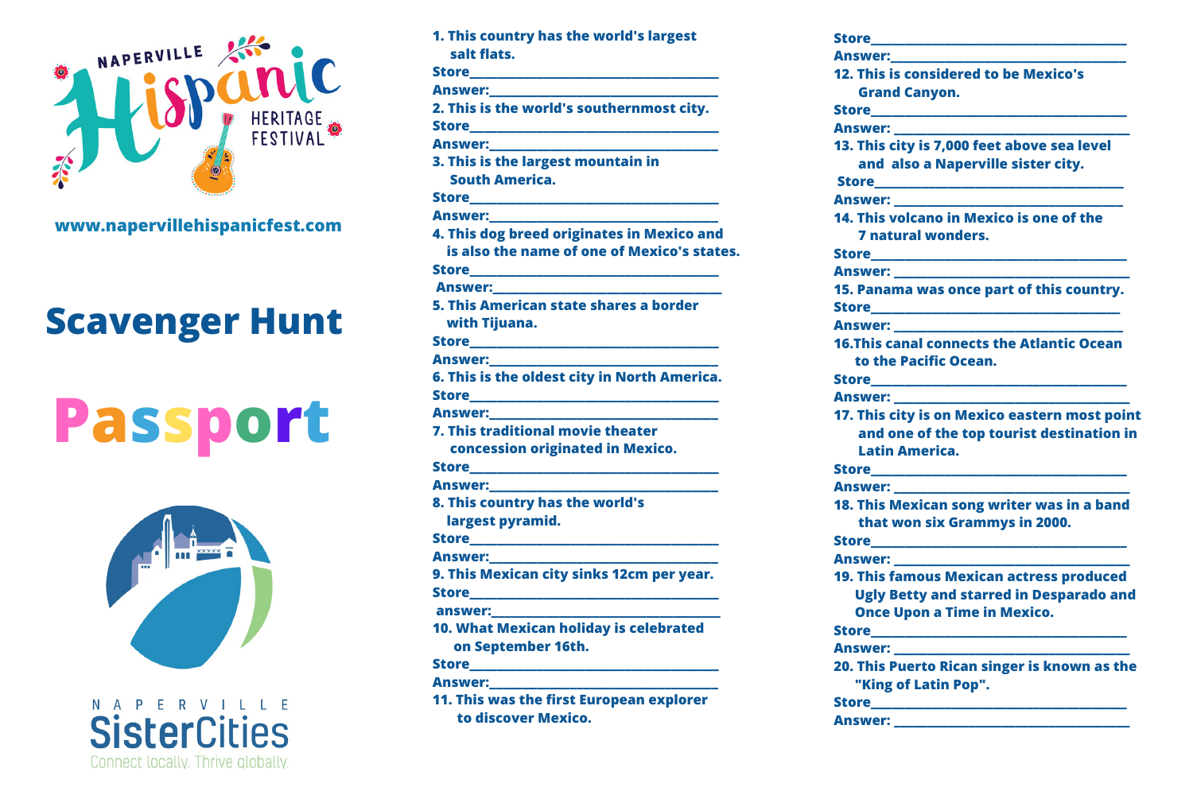NAPERVILLE Hispanic HERITAGE FESTIVAL

www.napervillehispanicfest.com

# Scavenger Hunt

# Passport

NAPERVILLE SisterCities
Connect locally. Thrive globally.

**1. This country has the world's largest salt flats.**
Store______________________________
Answer:____________________________

**2. This is the world's southernmost city.**
Store______________________________
Answer:____________________________

**3. This is the largest mountain in South America.**
Store______________________________
Answer:____________________________

**4. This dog breed originates in Mexico and is also the name of one of Mexico's states.**
Store______________________________
Answer:____________________________

**5. This American state shares a border with Tijuana.**
Store______________________________
Answer:____________________________

**6. This is the oldest city in North America.**
Store______________________________
Answer:____________________________

**7. This traditional movie theater concession originated in Mexico.**
Store______________________________
Answer:____________________________

**8. This country has the world's largest pyramid.**
Store______________________________
Answer:____________________________

**9. This Mexican city sinks 12cm per year.**
Store______________________________
answer:____________________________

**10. What Mexican holiday is celebrated on September 16th.**
Store______________________________
Answer:____________________________

**11. This was the first European explorer to discover Mexico.**
Store______________________________
Answer:____________________________

**12. This is considered to be Mexico's Grand Canyon.**
Store______________________________
Answer: ____________________________

**13. This city is 7,000 feet above sea level and also a Naperville sister city.**
Store______________________________
Answer: ____________________________

**14. This volcano in Mexico is one of the 7 natural wonders.**
Store______________________________
Answer: ____________________________

**15. Panama was once part of this country.**
Store______________________________
Answer: ____________________________

**16.This canal connects the Atlantic Ocean to the Pacific Ocean.**
Store______________________________
Answer: ____________________________

**17. This city is on Mexico eastern most point and one of the top tourist destination in Latin America.**
Store______________________________
Answer: ____________________________

**18. This Mexican song writer was in a band that won six Grammys in 2000.**
Store______________________________
Answer: ____________________________

**19. This famous Mexican actress produced Ugly Betty and starred in Desparado and Once Upon a Time in Mexico.**
Store______________________________
Answer: ____________________________

**20. This Puerto Rican singer is known as the "King of Latin Pop".**
Store______________________________
Answer: ____________________________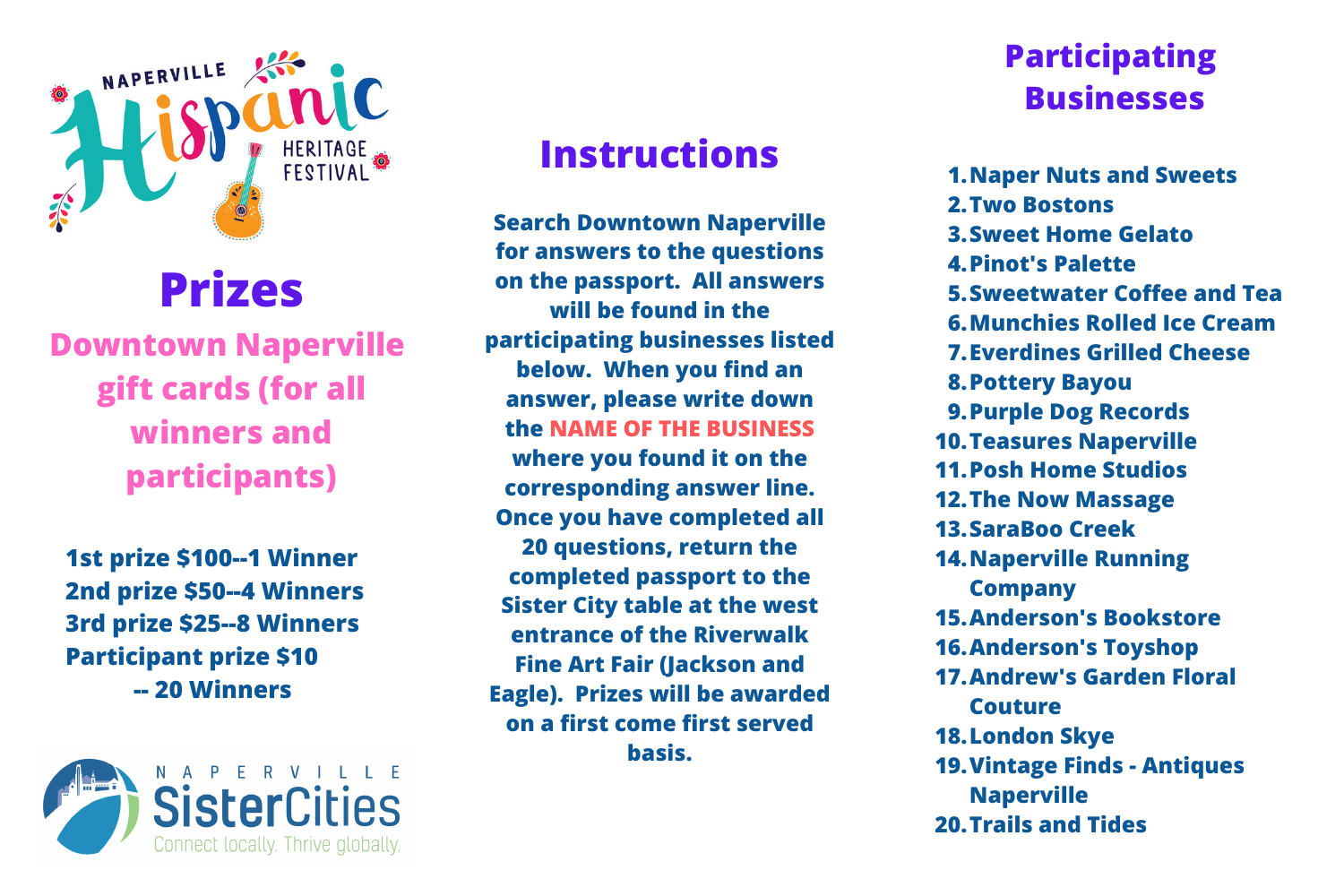NAPERVILLE Hispanic HERITAGE FESTIVAL

# Prizes

**Downtown Naperville gift cards (for all winners and participants)**

1st prize $100--1 Winner
2nd prize $50--4 Winners
3rd prize $25--8 Winners
Participant prize $10 -- 20 Winners

NAPERVILLE SisterCities
Connect locally. Thrive globally.

# Instructions

Search Downtown Naperville for answers to the questions on the passport. All answers will be found in the participating businesses listed below. When you find an answer, please write down the **NAME OF THE BUSINESS** where you found it on the corresponding answer line. Once you have completed all 20 questions, return the completed passport to the Sister City table at the west entrance of the Riverwalk Fine Art Fair (Jackson and Eagle). Prizes will be awarded on a first come first served basis.

# Participating Businesses

1. Naper Nuts and Sweets
2. Two Bostons
3. Sweet Home Gelato
4. Pinot's Palette
5. Sweetwater Coffee and Tea
6. Munchies Rolled Ice Cream
7. Everdines Grilled Cheese
8. Pottery Bayou
9. Purple Dog Records
10. Teasures Naperville
11. Posh Home Studios
12. The Now Massage
13. SaraBoo Creek
14. Naperville Running Company
15. Anderson's Bookstore
16. Anderson's Toyshop
17. Andrew's Garden Floral Couture
18. London Skye
19. Vintage Finds - Antiques Naperville
20. Trails and Tides